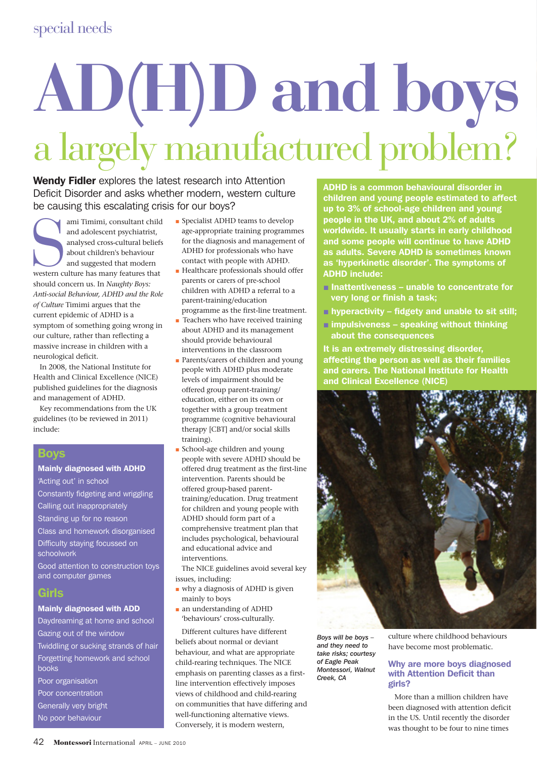# AD(H)D and boys

## a largely manufactured problem?

**Wendy Fidler** explores the latest research into Attention Deficit Disorder and asks whether modern, western culture be causing this escalating crisis for our boys?

Sami Timimi, consultant child and adolescent psychiatrist, analysed cross-cultural beliefs about children's behaviour and suggested that modern western culture has many features that should concern us. In *Naughty Boys: Anti-social Behaviour, ADHD and the Role of Culture* Timimi argues that the current epidemic of ADHD is a symptom of something going wrong in our culture, rather than reflecting a massive increase in children with a neurological deficit.

In 2008, the National Institute for Health and Clinical Excellence (NICE) published guidelines for the diagnosis and management of ADHD.

Key recommendations from the UK guidelines (to be reviewed in 2011) include:

- Specialist ADHD teams to develop age-appropriate training programmes for the diagnosis and management of ADHD for professionals who have contact with people with ADHD.
- Healthcare professionals should offer parents or carers of pre-school children with ADHD a referral to a parent-training/education programme as the first-line treatment.
- Teachers who have received training about ADHD and its management should provide behavioural interventions in the classroom
- Parents/carers of children and young people with ADHD plus moderate levels of impairment should be offered group parent-training/education, either on its own or together with a group treatment programme (cognitive behavioural therapy [CBT] and/or social skills training).
- School-age children and young people with severe ADHD should be offered drug treatment as the first-line intervention. Parents should be offered group-based parent-training/education. Drug treatment for children and young people with ADHD should form part of a comprehensive treatment plan that includes psychological, behavioural and educational advice and interventions.

The NICE guidelines avoid several key issues, including:

- why a diagnosis of ADHD is given mainly to boys
- an understanding of ADHD 'behaviours' cross-culturally.

Different cultures have different beliefs about normal or deviant behaviour, and what are appropriate child-rearing techniques. The NICE emphasis on parenting classes as a first-line intervention effectively imposes views of childhood and child-rearing on communities that have differing and well-functioning alternative views. Conversely, it is modern western, culture where childhood behaviours have become most problematic.

### Why are more boys diagnosed with Attention Deficit than girls?

More than a million children have been diagnosed with attention deficit in the US. Until recently the disorder was thought to be four to nine times

---

**Boys**

**Mainly diagnosed with ADHD**

'Acting out' in school
Constantly fidgeting and wriggling
Calling out inappropriately
Standing up for no reason
Class and homework disorganised
Difficulty staying focussed on schoolwork
Good attention to construction toys and computer games

**Girls**

**Mainly diagnosed with ADD**

Daydreaming at home and school
Gazing out of the window
Twiddling or sucking strands of hair
Forgetting homework and school books
Poor organisation
Poor concentration
Generally very bright
No poor behaviour

---

**ADHD is a common behavioural disorder in children and young people estimated to affect up to 3% of school-age children and young people in the UK, and about 2% of adults worldwide. It usually starts in early childhood and some people will continue to have ADHD as adults. Severe ADHD is sometimes known as 'hyperkinetic disorder'. The symptoms of ADHD include:**

- **Inattentiveness – unable to concentrate for very long or finish a task;**
- **hyperactivity – fidgety and unable to sit still;**
- **impulsiveness – speaking without thinking about the consequences**

**It is an extremely distressing disorder, affecting the person as well as their families and carers. The National Institute for Health and Clinical Excellence (NICE)**

---

*Boys will be boys – and they need to take risks; courtesy of Eagle Peak Montessori, Walnut Creek, CA*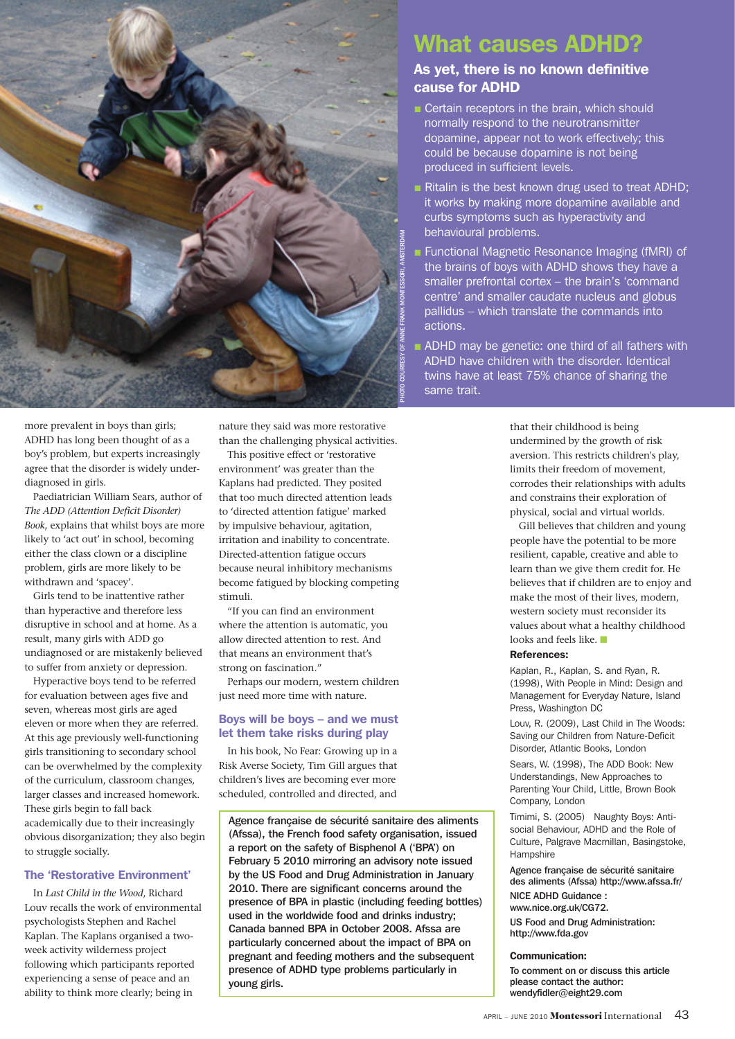## What causes ADHD?

### As yet, there is no known definitive cause for ADHD

- Certain receptors in the brain, which should normally respond to the neurotransmitter dopamine, appear not to work effectively; this could be because dopamine is not being produced in sufficient levels.
- Ritalin is the best known drug used to treat ADHD; it works by making more dopamine available and curbs symptoms such as hyperactivity and behavioural problems.
- Functional Magnetic Resonance Imaging (fMRI) of the brains of boys with ADHD shows they have a smaller prefrontal cortex – the brain's 'command centre' and smaller caudate nucleus and globus pallidus – which translate the commands into actions.
- ADHD may be genetic: one third of all fathers with ADHD have children with the disorder. Identical twins have at least 75% chance of sharing the same trait.

PHOTO COURTESY OF ANNE FRANK MONTESSORI, AMSTERDAM

more prevalent in boys than girls; ADHD has long been thought of as a boy's problem, but experts increasingly agree that the disorder is widely under-diagnosed in girls.

Paediatrician William Sears, author of *The ADD (Attention Deficit Disorder) Book*, explains that whilst boys are more likely to 'act out' in school, becoming either the class clown or a discipline problem, girls are more likely to be withdrawn and 'spacey'.

Girls tend to be inattentive rather than hyperactive and therefore less disruptive in school and at home. As a result, many girls with ADD go undiagnosed or are mistakenly believed to suffer from anxiety or depression.

Hyperactive boys tend to be referred for evaluation between ages five and seven, whereas most girls are aged eleven or more when they are referred. At this age previously well-functioning girls transitioning to secondary school can be overwhelmed by the complexity of the curriculum, classroom changes, larger classes and increased homework. These girls begin to fall back academically due to their increasingly obvious disorganization; they also begin to struggle socially.

### The 'Restorative Environment'

In *Last Child in the Wood*, Richard Louv recalls the work of environmental psychologists Stephen and Rachel Kaplan. The Kaplans organised a two-week activity wilderness project following which participants reported experiencing a sense of peace and an ability to think more clearly; being in nature they said was more restorative than the challenging physical activities.

This positive effect or 'restorative environment' was greater than the Kaplans had predicted. They posited that too much directed attention leads to 'directed attention fatigue' marked by impulsive behaviour, agitation, irritation and inability to concentrate. Directed-attention fatigue occurs because neural inhibitory mechanisms become fatigued by blocking competing stimuli.

"If you can find an environment where the attention is automatic, you allow directed attention to rest. And that means an environment that's strong on fascination."

Perhaps our modern, western children just need more time with nature.

### Boys will be boys – and we must let them take risks during play

In his book, No Fear: Growing up in a Risk Averse Society, Tim Gill argues that children's lives are becoming ever more scheduled, controlled and directed, and that their childhood is being undermined by the growth of risk aversion. This restricts children's play, limits their freedom of movement, corrodes their relationships with adults and constrains their exploration of physical, social and virtual worlds.

Gill believes that children and young people have the potential to be more resilient, capable, creative and able to learn than we give them credit for. He believes that if children are to enjoy and make the most of their lives, modern, western society must reconsider its values about what a healthy childhood looks and feels like. ■

**Agence française de sécurité sanitaire des aliments (Afssa), the French food safety organisation, issued a report on the safety of Bisphenol A ('BPA') on February 5 2010 mirroring an advisory note issued by the US Food and Drug Administration in January 2010. There are significant concerns around the presence of BPA in plastic (including feeding bottles) used in the worldwide food and drinks industry; Canada banned BPA in October 2008. Afssa are particularly concerned about the impact of BPA on pregnant and feeding mothers and the subsequent presence of ADHD type problems particularly in young girls.**

#### References:

Kaplan, R., Kaplan, S. and Ryan, R. (1998), With People in Mind: Design and Management for Everyday Nature, Island Press, Washington DC

Louv, R. (2009), Last Child in The Woods: Saving our Children from Nature-Deficit Disorder, Atlantic Books, London

Sears, W. (1998), The ADD Book: New Understandings, New Approaches to Parenting Your Child, Little, Brown Book Company, London

Timimi, S. (2005) Naughty Boys: Anti-social Behaviour, ADHD and the Role of Culture, Palgrave Macmillan, Basingstoke, Hampshire

**Agence française de sécurité sanitaire des aliments (Afssa) http://www.afssa.fr/**

**NICE ADHD Guidance : www.nice.org.uk/CG72.**

**US Food and Drug Administration: http://www.fda.gov**

#### Communication:

**To comment on or discuss this article please contact the author: wendyfidler@eight29.com**